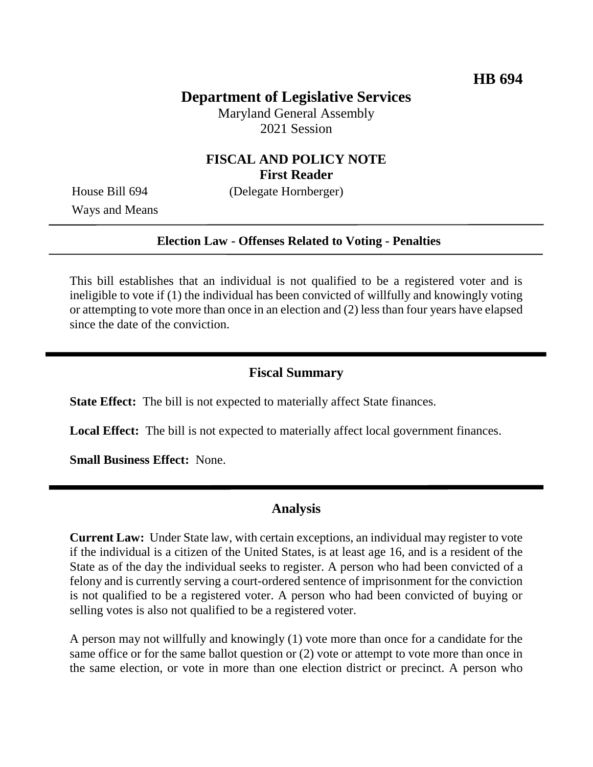**HB 694**

# Department of Legislative Services

Maryland General Assembly
2021 Session

## FISCAL AND POLICY NOTE
**First Reader**

House Bill 694 (Delegate Hornberger)
Ways and Means

---

**Election Law - Offenses Related to Voting - Penalties**

---

This bill establishes that an individual is not qualified to be a registered voter and is ineligible to vote if (1) the individual has been convicted of willfully and knowingly voting or attempting to vote more than once in an election and (2) less than four years have elapsed since the date of the conviction.

## Fiscal Summary

**State Effect:** The bill is not expected to materially affect State finances.

**Local Effect:** The bill is not expected to materially affect local government finances.

**Small Business Effect:** None.

## Analysis

**Current Law:** Under State law, with certain exceptions, an individual may register to vote if the individual is a citizen of the United States, is at least age 16, and is a resident of the State as of the day the individual seeks to register. A person who had been convicted of a felony and is currently serving a court-ordered sentence of imprisonment for the conviction is not qualified to be a registered voter. A person who had been convicted of buying or selling votes is also not qualified to be a registered voter.

A person may not willfully and knowingly (1) vote more than once for a candidate for the same office or for the same ballot question or (2) vote or attempt to vote more than once in the same election, or vote in more than one election district or precinct. A person who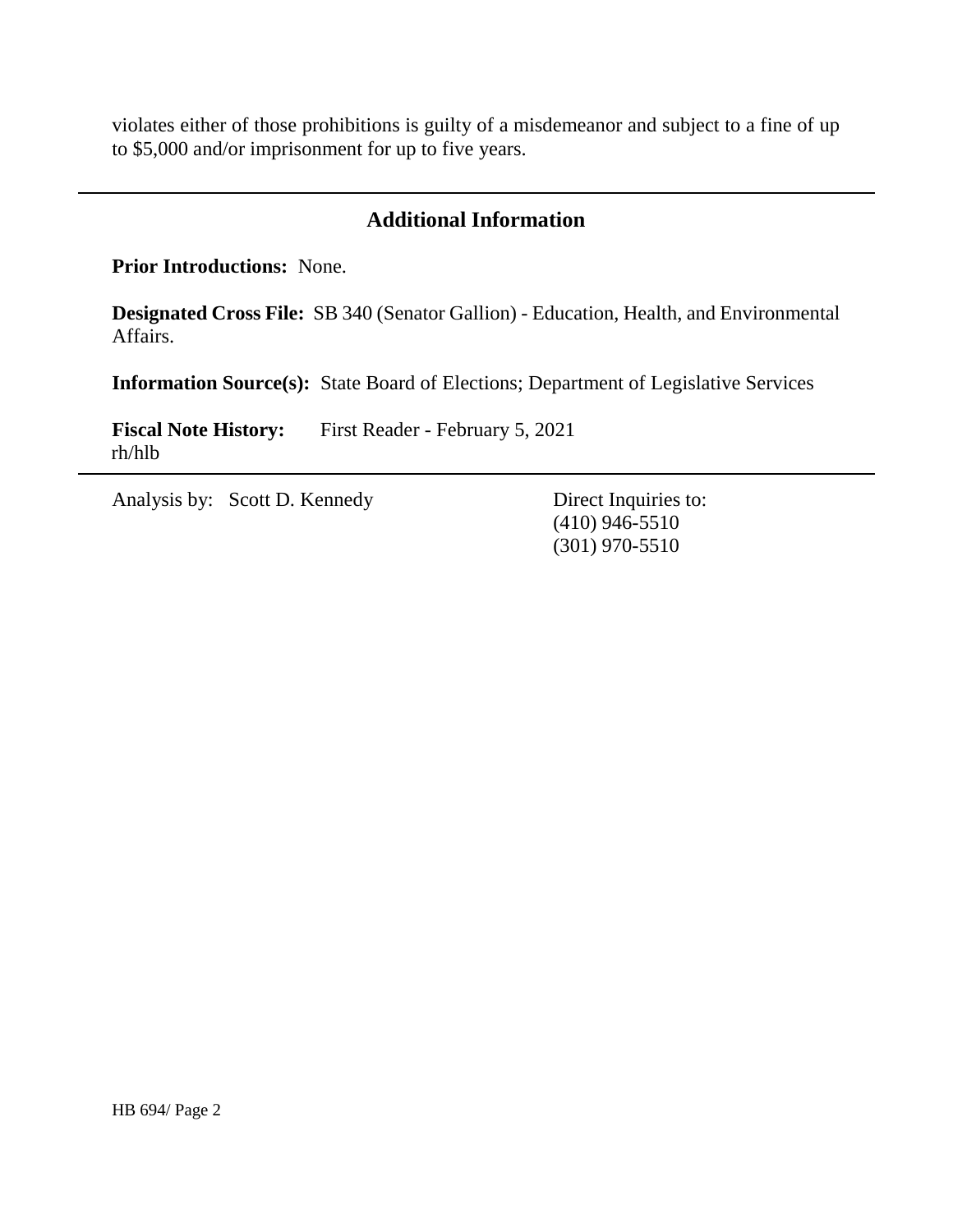violates either of those prohibitions is guilty of a misdemeanor and subject to a fine of up to $5,000 and/or imprisonment for up to five years.

## Additional Information

**Prior Introductions:** None.

**Designated Cross File:** SB 340 (Senator Gallion) - Education, Health, and Environmental Affairs.

**Information Source(s):** State Board of Elections; Department of Legislative Services

**Fiscal Note History:** First Reader - February 5, 2021
rh/hlb

Analysis by: Scott D. Kennedy

Direct Inquiries to:
(410) 946-5510
(301) 970-5510